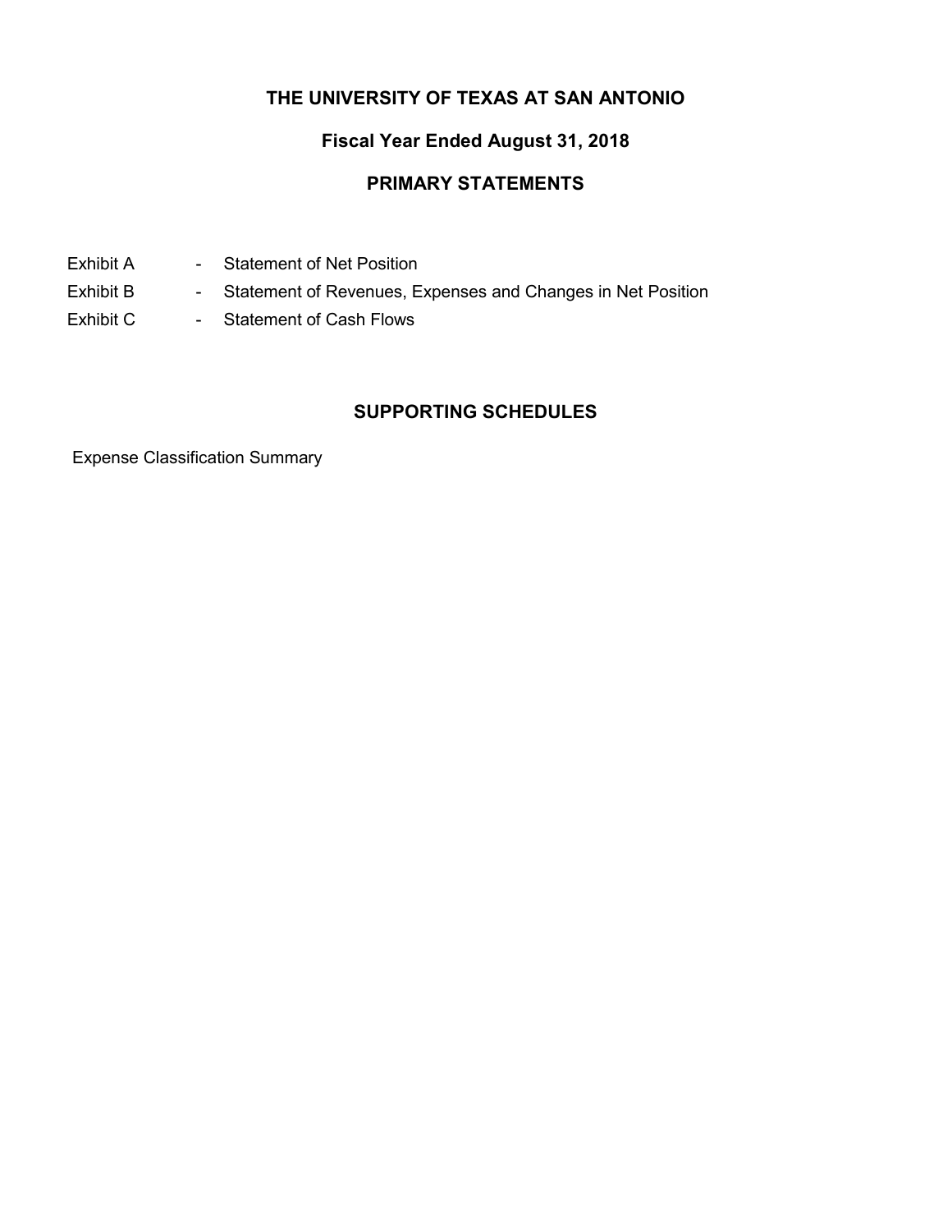# THE UNIVERSITY OF TEXAS AT SAN ANTONIO

## Fiscal Year Ended August 31, 2018

## PRIMARY STATEMENTS

| | | |
|---|---|---|
| Exhibit A | - | Statement of Net Position |
| Exhibit B | - | Statement of Revenues, Expenses and Changes in Net Position |
| Exhibit C | - | Statement of Cash Flows |

## SUPPORTING SCHEDULES

Expense Classification Summary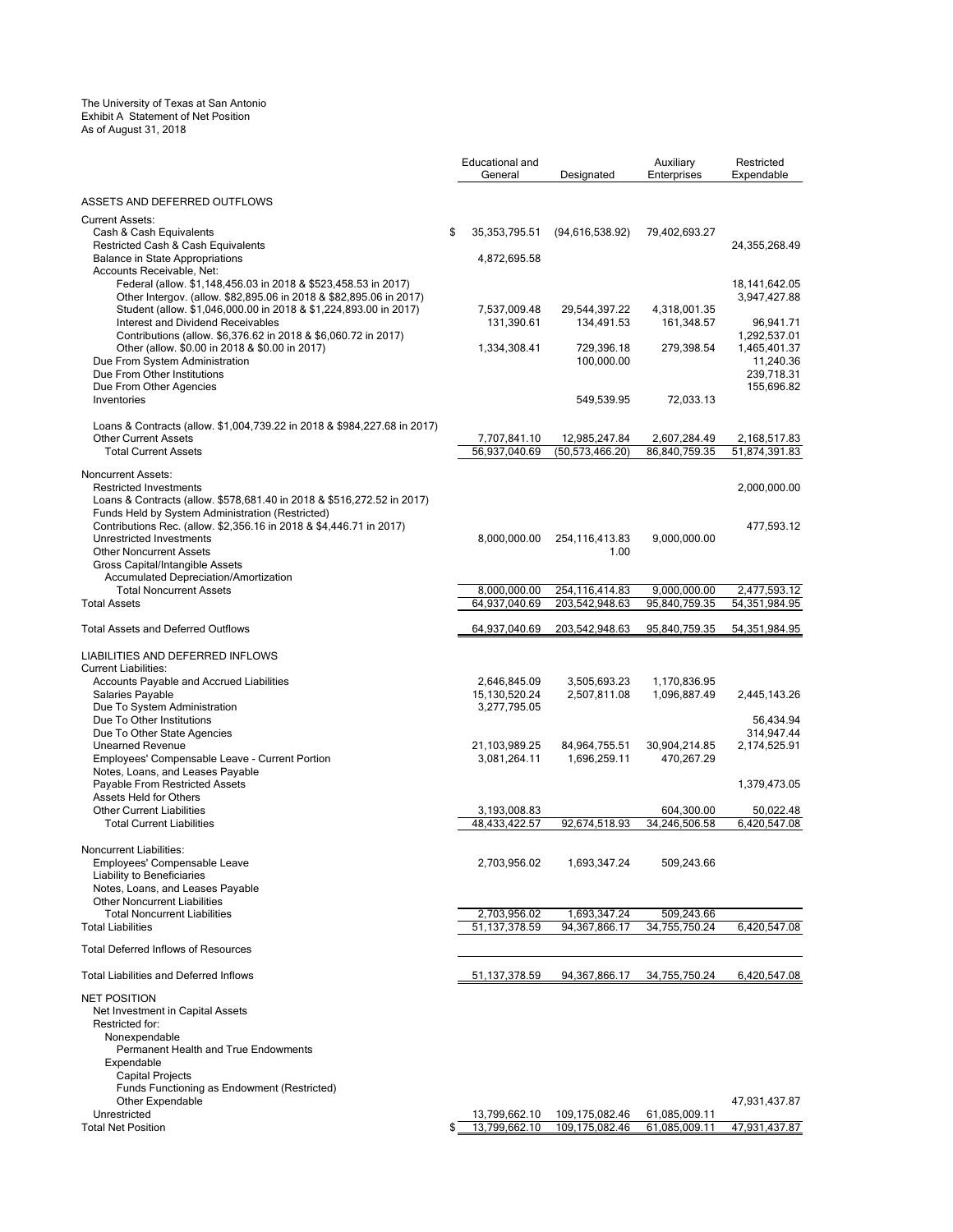The University of Texas at San Antonio
Exhibit A Statement of Net Position
As of August 31, 2018

| | Educational and General | Designated | Auxiliary Enterprises | Restricted Expendable |
|---|---|---|---|---|
| ASSETS AND DEFERRED OUTFLOWS | | | | |
| Current Assets: | | | | |
| Cash & Cash Equivalents | $ 35,353,795.51 | (94,616,538.92) | 79,402,693.27 | |
| Restricted Cash & Cash Equivalents | | | | 24,355,268.49 |
| Balance in State Appropriations | 4,872,695.58 | | | |
| Accounts Receivable, Net: | | | | |
| Federal (allow. $1,148,456.03 in 2018 & $523,458.53 in 2017) | | | | 18,141,642.05 |
| Other Intergov. (allow. $82,895.06 in 2018 & $82,895.06 in 2017) | | | | 3,947,427.88 |
| Student (allow. $1,046,000.00 in 2018 & $1,224,893.00 in 2017) | 7,537,009.48 | 29,544,397.22 | 4,318,001.35 | |
| Interest and Dividend Receivables | 131,390.61 | 134,491.53 | 161,348.57 | 96,941.71 |
| Contributions (allow. $6,376.62 in 2018 & $6,060.72 in 2017) | | | | 1,292,537.01 |
| Other (allow. $0.00 in 2018 & $0.00 in 2017) | 1,334,308.41 | 729,396.18 | 279,398.54 | 1,465,401.37 |
| Due From System Administration | | 100,000.00 | | 11,240.36 |
| Due From Other Institutions | | | | 239,718.31 |
| Due From Other Agencies | | | | 155,696.82 |
| Inventories | | 549,539.95 | 72,033.13 | |
| Loans & Contracts (allow. $1,004,739.22 in 2018 & $984,227.68 in 2017) | | | | |
| Other Current Assets | 7,707,841.10 | 12,985,247.84 | 2,607,284.49 | 2,168,517.83 |
| Total Current Assets | 56,937,040.69 | (50,573,466.20) | 86,840,759.35 | 51,874,391.83 |
| Noncurrent Assets: | | | | |
| Restricted Investments | | | | 2,000,000.00 |
| Loans & Contracts (allow. $578,681.40 in 2018 & $516,272.52 in 2017) | | | | |
| Funds Held by System Administration (Restricted) | | | | |
| Contributions Rec. (allow. $2,356.16 in 2018 & $4,446.71 in 2017) | | | | 477,593.12 |
| Unrestricted Investments | 8,000,000.00 | 254,116,413.83 | 9,000,000.00 | |
| Other Noncurrent Assets | | 1.00 | | |
| Gross Capital/Intangible Assets | | | | |
| Accumulated Depreciation/Amortization | | | | |
| Total Noncurrent Assets | 8,000,000.00 | 254,116,414.83 | 9,000,000.00 | 2,477,593.12 |
| Total Assets | 64,937,040.69 | 203,542,948.63 | 95,840,759.35 | 54,351,984.95 |
| Total Assets and Deferred Outflows | 64,937,040.69 | 203,542,948.63 | 95,840,759.35 | 54,351,984.95 |
| LIABILITIES AND DEFERRED INFLOWS | | | | |
| Current Liabilities: | | | | |
| Accounts Payable and Accrued Liabilities | 2,646,845.09 | 3,505,693.23 | 1,170,836.95 | |
| Salaries Payable | 15,130,520.24 | 2,507,811.08 | 1,096,887.49 | 2,445,143.26 |
| Due To System Administration | 3,277,795.05 | | | |
| Due To Other Institutions | | | | 56,434.94 |
| Due To Other State Agencies | | | | 314,947.44 |
| Unearned Revenue | 21,103,989.25 | 84,964,755.51 | 30,904,214.85 | 2,174,525.91 |
| Employees' Compensable Leave - Current Portion | 3,081,264.11 | 1,696,259.11 | 470,267.29 | |
| Notes, Loans, and Leases Payable | | | | |
| Payable From Restricted Assets | | | | 1,379,473.05 |
| Assets Held for Others | | | | |
| Other Current Liabilities | 3,193,008.83 | | 604,300.00 | 50,022.48 |
| Total Current Liabilities | 48,433,422.57 | 92,674,518.93 | 34,246,506.58 | 6,420,547.08 |
| Noncurrent Liabilities: | | | | |
| Employees' Compensable Leave | 2,703,956.02 | 1,693,347.24 | 509,243.66 | |
| Liability to Beneficiaries | | | | |
| Notes, Loans, and Leases Payable | | | | |
| Other Noncurrent Liabilities | | | | |
| Total Noncurrent Liabilities | 2,703,956.02 | 1,693,347.24 | 509,243.66 | |
| Total Liabilities | 51,137,378.59 | 94,367,866.17 | 34,755,750.24 | 6,420,547.08 |
| Total Deferred Inflows of Resources | | | | |
| Total Liabilities and Deferred Inflows | 51,137,378.59 | 94,367,866.17 | 34,755,750.24 | 6,420,547.08 |
| NET POSITION | | | | |
| Net Investment in Capital Assets | | | | |
| Restricted for: | | | | |
| Nonexpendable | | | | |
| Permanent Health and True Endowments | | | | |
| Expendable | | | | |
| Capital Projects | | | | |
| Funds Functioning as Endowment (Restricted) | | | | |
| Other Expendable | | | | 47,931,437.87 |
| Unrestricted | 13,799,662.10 | 109,175,082.46 | 61,085,009.11 | |
| Total Net Position | $ 13,799,662.10 | 109,175,082.46 | 61,085,009.11 | 47,931,437.87 |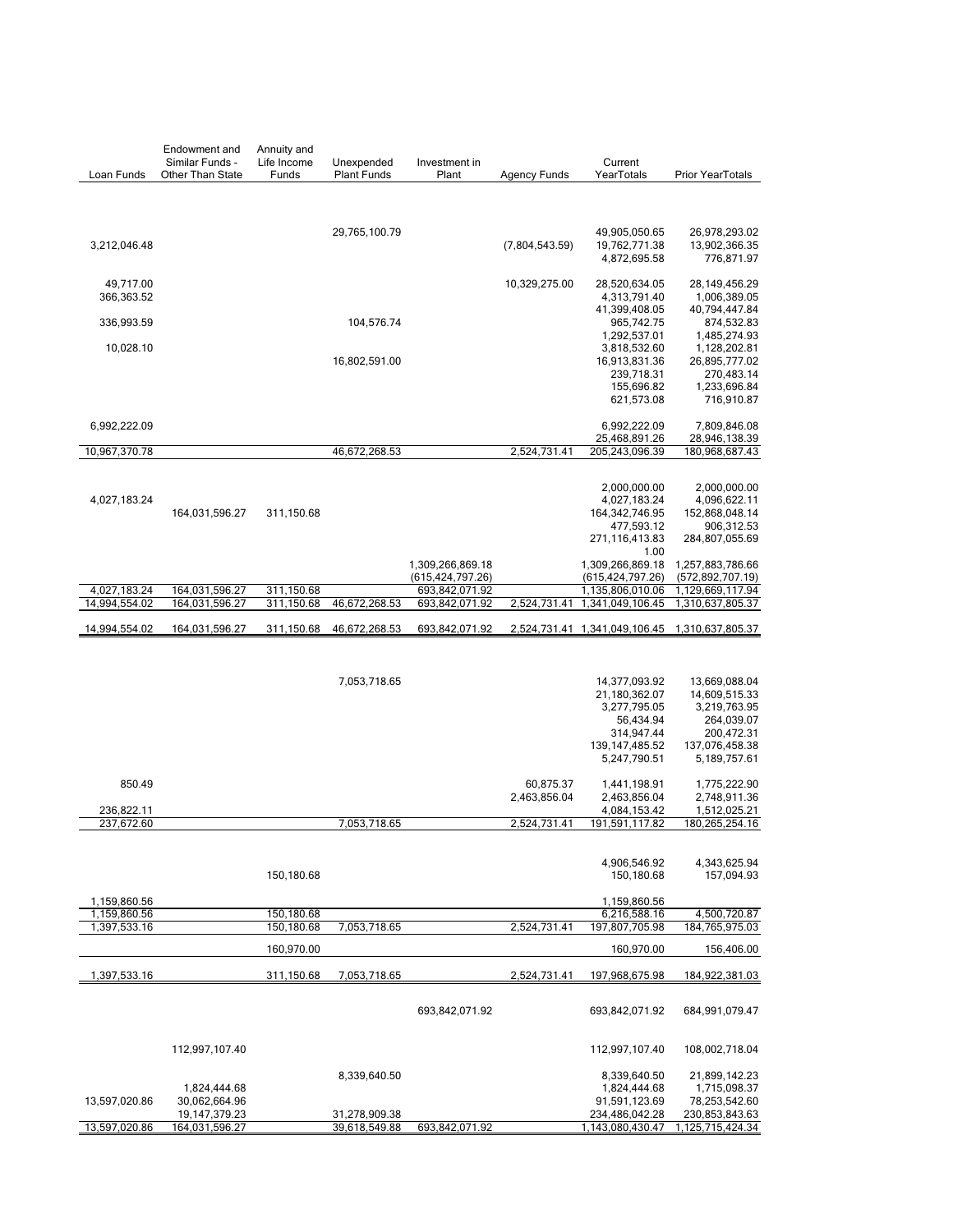| Loan Funds | Endowment and Similar Funds - Other Than State | Annuity and Life Income Funds | Unexpended Plant Funds | Investment in Plant | Agency Funds | Current YearTotals | Prior YearTotals |
|---|---|---|---|---|---|---|---|
| | | | 29,765,100.79 | | | 49,905,050.65 | 26,978,293.02 |
| 3,212,046.48 | | | | | (7,804,543.59) | 19,762,771.38 | 13,902,366.35 |
| | | | | | | 4,872,695.58 | 776,871.97 |
| 49,717.00 | | | | | 10,329,275.00 | 28,520,634.05 | 28,149,456.29 |
| 366,363.52 | | | | | | 4,313,791.40 | 1,006,389.05 |
| | | | | | | 41,399,408.05 | 40,794,447.84 |
| 336,993.59 | | | 104,576.74 | | | 965,742.75 | 874,532.83 |
| | | | | | | 1,292,537.01 | 1,485,274.93 |
| 10,028.10 | | | | | | 3,818,532.60 | 1,128,202.81 |
| | | | 16,802,591.00 | | | 16,913,831.36 | 26,895,777.02 |
| | | | | | | 239,718.31 | 270,483.14 |
| | | | | | | 155,696.82 | 1,233,696.84 |
| | | | | | | 621,573.08 | 716,910.87 |
| 6,992,222.09 | | | | | | 6,992,222.09 | 7,809,846.08 |
| | | | | | | 25,468,891.26 | 28,946,138.39 |
| 10,967,370.78 | | | 46,672,268.53 | | 2,524,731.41 | 205,243,096.39 | 180,968,687.43 |
| | | | | | | 2,000,000.00 | 2,000,000.00 |
| 4,027,183.24 | | | | | | 4,027,183.24 | 4,096,622.11 |
| | 164,031,596.27 | 311,150.68 | | | | 164,342,746.95 | 152,868,048.14 |
| | | | | | | 477,593.12 | 906,312.53 |
| | | | | | | 271,116,413.83 | 284,807,055.69 |
| | | | | | | 1.00 | |
| | | | | 1,309,266,869.18 | | 1,309,266,869.18 | 1,257,883,786.66 |
| | | | | (615,424,797.26) | | (615,424,797.26) | (572,892,707.19) |
| 4,027,183.24 | 164,031,596.27 | 311,150.68 | | 693,842,071.92 | | 1,135,806,010.06 | 1,129,669,117.94 |
| 14,994,554.02 | 164,031,596.27 | 311,150.68 | 46,672,268.53 | 693,842,071.92 | 2,524,731.41 | 1,341,049,106.45 | 1,310,637,805.37 |
| 14,994,554.02 | 164,031,596.27 | 311,150.68 | 46,672,268.53 | 693,842,071.92 | 2,524,731.41 | 1,341,049,106.45 | 1,310,637,805.37 |
| | | | 7,053,718.65 | | | 14,377,093.92 | 13,669,088.04 |
| | | | | | | 21,180,362.07 | 14,609,515.33 |
| | | | | | | 3,277,795.05 | 3,219,763.95 |
| | | | | | | 56,434.94 | 264,039.07 |
| | | | | | | 314,947.44 | 200,472.31 |
| | | | | | | 139,147,485.52 | 137,076,458.38 |
| | | | | | | 5,247,790.51 | 5,189,757.61 |
| 850.49 | | | | | 60,875.37 | 1,441,198.91 | 1,775,222.90 |
| | | | | | 2,463,856.04 | 2,463,856.04 | 2,748,911.36 |
| 236,822.11 | | | | | | 4,084,153.42 | 1,512,025.21 |
| 237,672.60 | | | 7,053,718.65 | | 2,524,731.41 | 191,591,117.82 | 180,265,254.16 |
| | | | | | | 4,906,546.92 | 4,343,625.94 |
| | | 150,180.68 | | | | 150,180.68 | 157,094.93 |
| 1,159,860.56 | | | | | | 1,159,860.56 | |
| 1,159,860.56 | | 150,180.68 | | | | 6,216,588.16 | 4,500,720.87 |
| 1,397,533.16 | | 150,180.68 | 7,053,718.65 | | 2,524,731.41 | 197,807,705.98 | 184,765,975.03 |
| | | 160,970.00 | | | | 160,970.00 | 156,406.00 |
| 1,397,533.16 | | 311,150.68 | 7,053,718.65 | | 2,524,731.41 | 197,968,675.98 | 184,922,381.03 |
| | | | | 693,842,071.92 | | 693,842,071.92 | 684,991,079.47 |
| | 112,997,107.40 | | | | | 112,997,107.40 | 108,002,718.04 |
| | | | 8,339,640.50 | | | 8,339,640.50 | 21,899,142.23 |
| | 1,824,444.68 | | | | | 1,824,444.68 | 1,715,098.37 |
| 13,597,020.86 | 30,062,664.96 | | | | | 91,591,123.69 | 78,253,542.60 |
| | 19,147,379.23 | | 31,278,909.38 | | | 234,486,042.28 | 230,853,843.63 |
| 13,597,020.86 | 164,031,596.27 | | 39,618,549.88 | 693,842,071.92 | | 1,143,080,430.47 | 1,125,715,424.34 |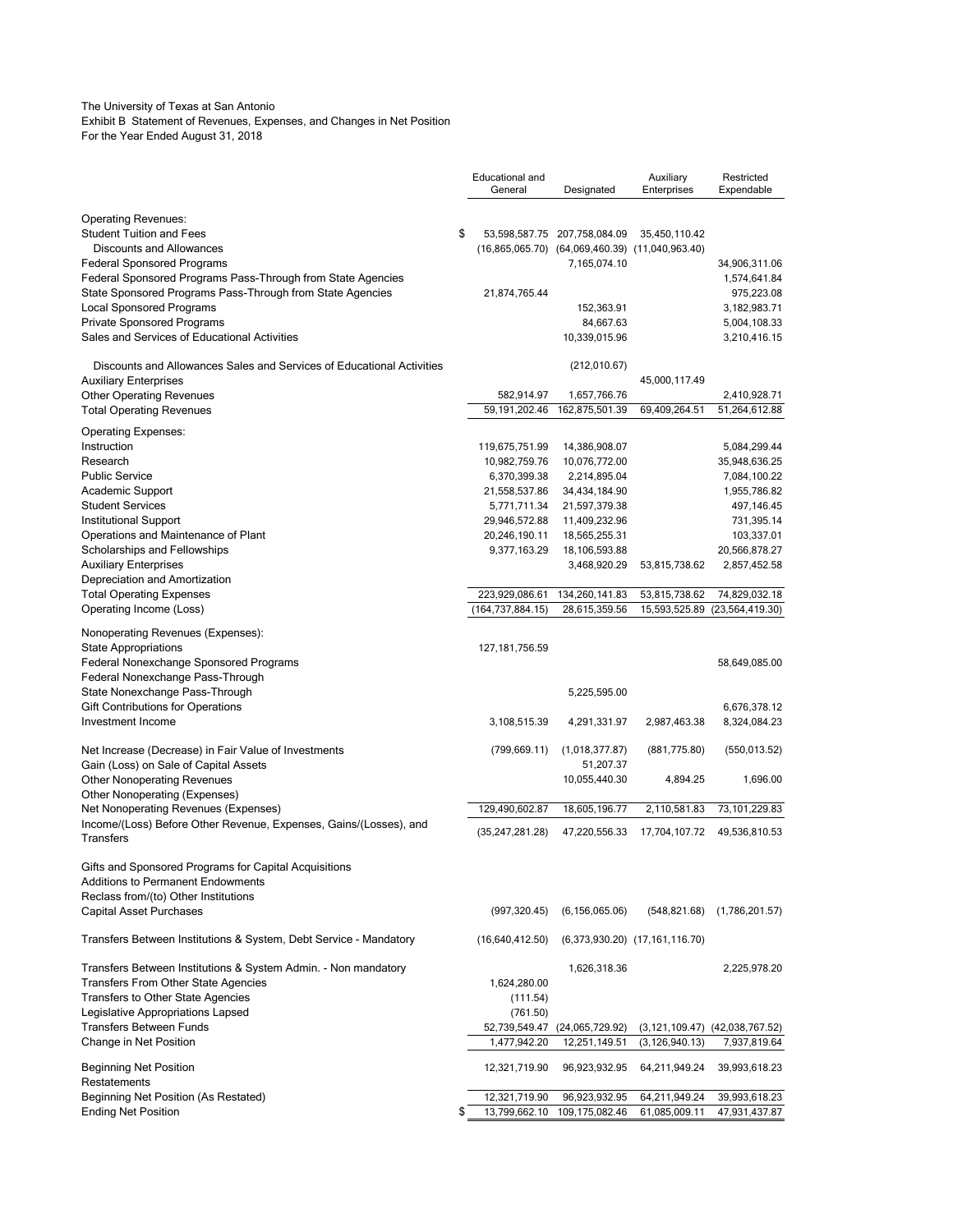The University of Texas at San Antonio
Exhibit B Statement of Revenues, Expenses, and Changes in Net Position
For the Year Ended August 31, 2018

| | Educational and General | Designated | Auxiliary Enterprises | Restricted Expendable |
|---|---|---|---|---|
| Operating Revenues: | | | | |
| Student Tuition and Fees | $ 53,598,587.75 | 207,758,084.09 | 35,450,110.42 | |
| Discounts and Allowances | (16,865,065.70) | (64,069,460.39) | (11,040,963.40) | |
| Federal Sponsored Programs | | 7,165,074.10 | | 34,906,311.06 |
| Federal Sponsored Programs Pass-Through from State Agencies | | | | 1,574,641.84 |
| State Sponsored Programs Pass-Through from State Agencies | 21,874,765.44 | | | 975,223.08 |
| Local Sponsored Programs | | 152,363.91 | | 3,182,983.71 |
| Private Sponsored Programs | | 84,667.63 | | 5,004,108.33 |
| Sales and Services of Educational Activities | | 10,339,015.96 | | 3,210,416.15 |
| Discounts and Allowances Sales and Services of Educational Activities | | (212,010.67) | | |
| Auxiliary Enterprises | | | 45,000,117.49 | |
| Other Operating Revenues | 582,914.97 | 1,657,766.76 | | 2,410,928.71 |
| Total Operating Revenues | 59,191,202.46 | 162,875,501.39 | 69,409,264.51 | 51,264,612.88 |
| Operating Expenses: | | | | |
| Instruction | 119,675,751.99 | 14,386,908.07 | | 5,084,299.44 |
| Research | 10,982,759.76 | 10,076,772.00 | | 35,948,636.25 |
| Public Service | 6,370,399.38 | 2,214,895.04 | | 7,084,100.22 |
| Academic Support | 21,558,537.86 | 34,434,184.90 | | 1,955,786.82 |
| Student Services | 5,771,711.34 | 21,597,379.38 | | 497,146.45 |
| Institutional Support | 29,946,572.88 | 11,409,232.96 | | 731,395.14 |
| Operations and Maintenance of Plant | 20,246,190.11 | 18,565,255.31 | | 103,337.01 |
| Scholarships and Fellowships | 9,377,163.29 | 18,106,593.88 | | 20,566,878.27 |
| Auxiliary Enterprises | | 3,468,920.29 | 53,815,738.62 | 2,857,452.58 |
| Depreciation and Amortization | | | | |
| Total Operating Expenses | 223,929,086.61 | 134,260,141.83 | 53,815,738.62 | 74,829,032.18 |
| Operating Income (Loss) | (164,737,884.15) | 28,615,359.56 | 15,593,525.89 | (23,564,419.30) |
| Nonoperating Revenues (Expenses): | | | | |
| State Appropriations | 127,181,756.59 | | | |
| Federal Nonexchange Sponsored Programs | | | | 58,649,085.00 |
| Federal Nonexchange Pass-Through | | | | |
| State Nonexchange Pass-Through | | 5,225,595.00 | | |
| Gift Contributions for Operations | | | | 6,676,378.12 |
| Investment Income | 3,108,515.39 | 4,291,331.97 | 2,987,463.38 | 8,324,084.23 |
| Net Increase (Decrease) in Fair Value of Investments | (799,669.11) | (1,018,377.87) | (881,775.80) | (550,013.52) |
| Gain (Loss) on Sale of Capital Assets | | 51,207.37 | | |
| Other Nonoperating Revenues | | 10,055,440.30 | 4,894.25 | 1,696.00 |
| Other Nonoperating (Expenses) | | | | |
| Net Nonoperating Revenues (Expenses) | 129,490,602.87 | 18,605,196.77 | 2,110,581.83 | 73,101,229.83 |
| Income/(Loss) Before Other Revenue, Expenses, Gains/(Losses), and Transfers | (35,247,281.28) | 47,220,556.33 | 17,704,107.72 | 49,536,810.53 |
| Gifts and Sponsored Programs for Capital Acquisitions | | | | |
| Additions to Permanent Endowments | | | | |
| Reclass from/(to) Other Institutions | | | | |
| Capital Asset Purchases | (997,320.45) | (6,156,065.06) | (548,821.68) | (1,786,201.57) |
| Transfers Between Institutions & System, Debt Service - Mandatory | (16,640,412.50) | (6,373,930.20) | (17,161,116.70) | |
| Transfers Between Institutions & System Admin. - Non mandatory | | 1,626,318.36 | | 2,225,978.20 |
| Transfers From Other State Agencies | 1,624,280.00 | | | |
| Transfers to Other State Agencies | (111.54) | | | |
| Legislative Appropriations Lapsed | (761.50) | | | |
| Transfers Between Funds | 52,739,549.47 | (24,065,729.92) | (3,121,109.47) | (42,038,767.52) |
| Change in Net Position | 1,477,942.20 | 12,251,149.51 | (3,126,940.13) | 7,937,819.64 |
| Beginning Net Position | 12,321,719.90 | 96,923,932.95 | 64,211,949.24 | 39,993,618.23 |
| Restatements | | | | |
| Beginning Net Position (As Restated) | 12,321,719.90 | 96,923,932.95 | 64,211,949.24 | 39,993,618.23 |
| Ending Net Position | $ 13,799,662.10 | 109,175,082.46 | 61,085,009.11 | 47,931,437.87 |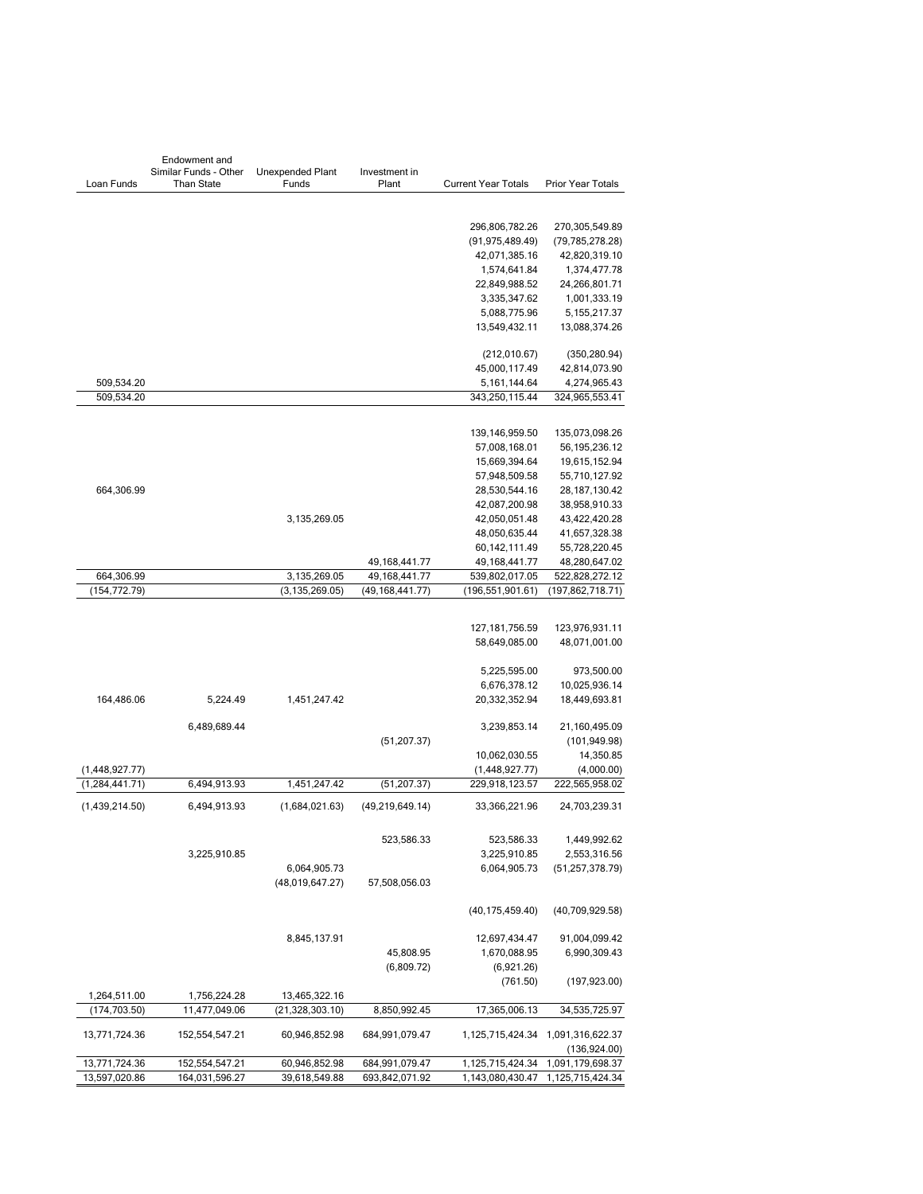| Loan Funds | Endowment and Similar Funds - Other Than State | Unexpended Plant Funds | Investment in Plant | Current Year Totals | Prior Year Totals |
|---|---|---|---|---|---|
| | | | | 296,806,782.26 | 270,305,549.89 |
| | | | | (91,975,489.49) | (79,785,278.28) |
| | | | | 42,071,385.16 | 42,820,319.10 |
| | | | | 1,574,641.84 | 1,374,477.78 |
| | | | | 22,849,988.52 | 24,266,801.71 |
| | | | | 3,335,347.62 | 1,001,333.19 |
| | | | | 5,088,775.96 | 5,155,217.37 |
| | | | | 13,549,432.11 | 13,088,374.26 |
| | | | | (212,010.67) | (350,280.94) |
| | | | | 45,000,117.49 | 42,814,073.90 |
| 509,534.20 | | | | 5,161,144.64 | 4,274,965.43 |
| 509,534.20 | | | | 343,250,115.44 | 324,965,553.41 |
| | | | | 139,146,959.50 | 135,073,098.26 |
| | | | | 57,008,168.01 | 56,195,236.12 |
| | | | | 15,669,394.64 | 19,615,152.94 |
| | | | | 57,948,509.58 | 55,710,127.92 |
| 664,306.99 | | | | 28,530,544.16 | 28,187,130.42 |
| | | | | 42,087,200.98 | 38,958,910.33 |
| | | 3,135,269.05 | | 42,050,051.48 | 43,422,420.28 |
| | | | | 48,050,635.44 | 41,657,328.38 |
| | | | | 60,142,111.49 | 55,728,220.45 |
| | | | 49,168,441.77 | 49,168,441.77 | 48,280,647.02 |
| 664,306.99 | | 3,135,269.05 | 49,168,441.77 | 539,802,017.05 | 522,828,272.12 |
| (154,772.79) | | (3,135,269.05) | (49,168,441.77) | (196,551,901.61) | (197,862,718.71) |
| | | | | 127,181,756.59 | 123,976,931.11 |
| | | | | 58,649,085.00 | 48,071,001.00 |
| | | | | 5,225,595.00 | 973,500.00 |
| | | | | 6,676,378.12 | 10,025,936.14 |
| 164,486.06 | 5,224.49 | 1,451,247.42 | | 20,332,352.94 | 18,449,693.81 |
| | 6,489,689.44 | | | 3,239,853.14 | 21,160,495.09 |
| | | | (51,207.37) | | (101,949.98) |
| | | | | 10,062,030.55 | 14,350.85 |
| (1,448,927.77) | | | | (1,448,927.77) | (4,000.00) |
| (1,284,441.71) | 6,494,913.93 | 1,451,247.42 | (51,207.37) | 229,918,123.57 | 222,565,958.02 |
| (1,439,214.50) | 6,494,913.93 | (1,684,021.63) | (49,219,649.14) | 33,366,221.96 | 24,703,239.31 |
| | | | 523,586.33 | 523,586.33 | 1,449,992.62 |
| | 3,225,910.85 | | | 3,225,910.85 | 2,553,316.56 |
| | | 6,064,905.73 | | 6,064,905.73 | (51,257,378.79) |
| | | (48,019,647.27) | 57,508,056.03 | | |
| | | | | (40,175,459.40) | (40,709,929.58) |
| | | 8,845,137.91 | | 12,697,434.47 | 91,004,099.42 |
| | | | 45,808.95 | 1,670,088.95 | 6,990,309.43 |
| | | | (6,809.72) | (6,921.26) | |
| | | | | (761.50) | (197,923.00) |
| 1,264,511.00 | 1,756,224.28 | 13,465,322.16 | | | |
| (174,703.50) | 11,477,049.06 | (21,328,303.10) | 8,850,992.45 | 17,365,006.13 | 34,535,725.97 |
| 13,771,724.36 | 152,554,547.21 | 60,946,852.98 | 684,991,079.47 | 1,125,715,424.34 | 1,091,316,622.37 |
| | | | | | (136,924.00) |
| 13,771,724.36 | 152,554,547.21 | 60,946,852.98 | 684,991,079.47 | 1,125,715,424.34 | 1,091,179,698.37 |
| 13,597,020.86 | 164,031,596.27 | 39,618,549.88 | 693,842,071.92 | 1,143,080,430.47 | 1,125,715,424.34 |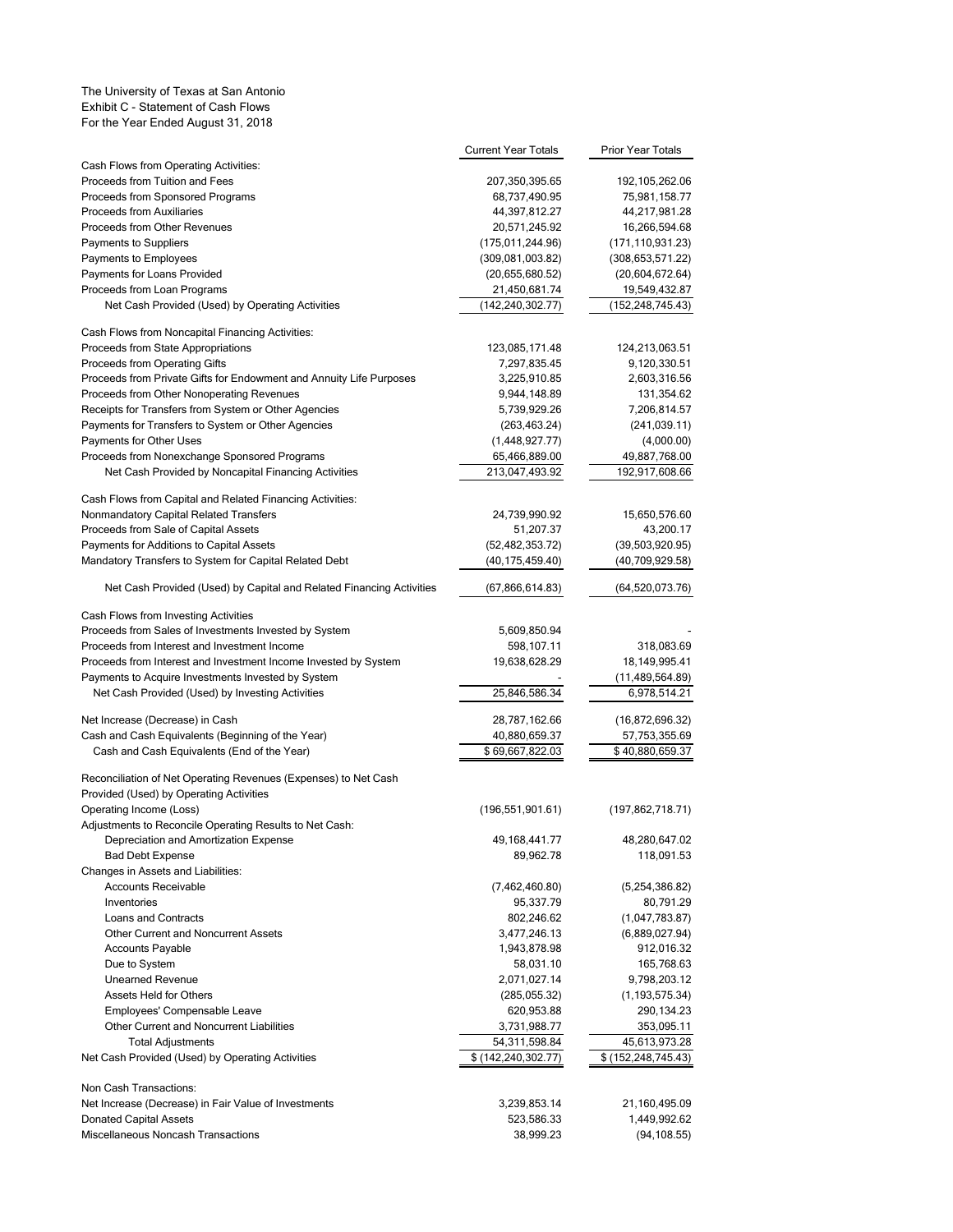The University of Texas at San Antonio
Exhibit C - Statement of Cash Flows
For the Year Ended August 31, 2018

| | Current Year Totals | Prior Year Totals |
|---|---|---|
| Cash Flows from Operating Activities: | | |
| Proceeds from Tuition and Fees | 207,350,395.65 | 192,105,262.06 |
| Proceeds from Sponsored Programs | 68,737,490.95 | 75,981,158.77 |
| Proceeds from Auxiliaries | 44,397,812.27 | 44,217,981.28 |
| Proceeds from Other Revenues | 20,571,245.92 | 16,266,594.68 |
| Payments to Suppliers | (175,011,244.96) | (171,110,931.23) |
| Payments to Employees | (309,081,003.82) | (308,653,571.22) |
| Payments for Loans Provided | (20,655,680.52) | (20,604,672.64) |
| Proceeds from Loan Programs | 21,450,681.74 | 19,549,432.87 |
| Net Cash Provided (Used) by Operating Activities | (142,240,302.77) | (152,248,745.43) |
| Cash Flows from Noncapital Financing Activities: | | |
| Proceeds from State Appropriations | 123,085,171.48 | 124,213,063.51 |
| Proceeds from Operating Gifts | 7,297,835.45 | 9,120,330.51 |
| Proceeds from Private Gifts for Endowment and Annuity Life Purposes | 3,225,910.85 | 2,603,316.56 |
| Proceeds from Other Nonoperating Revenues | 9,944,148.89 | 131,354.62 |
| Receipts for Transfers from System or Other Agencies | 5,739,929.26 | 7,206,814.57 |
| Payments for Transfers to System or Other Agencies | (263,463.24) | (241,039.11) |
| Payments for Other Uses | (1,448,927.77) | (4,000.00) |
| Proceeds from Nonexchange Sponsored Programs | 65,466,889.00 | 49,887,768.00 |
| Net Cash Provided by Noncapital Financing Activities | 213,047,493.92 | 192,917,608.66 |
| Cash Flows from Capital and Related Financing Activities: | | |
| Nonmandatory Capital Related Transfers | 24,739,990.92 | 15,650,576.60 |
| Proceeds from Sale of Capital Assets | 51,207.37 | 43,200.17 |
| Payments for Additions to Capital Assets | (52,482,353.72) | (39,503,920.95) |
| Mandatory Transfers to System for Capital Related Debt | (40,175,459.40) | (40,709,929.58) |
| Net Cash Provided (Used) by Capital and Related Financing Activities | (67,866,614.83) | (64,520,073.76) |
| Cash Flows from Investing Activities | | |
| Proceeds from Sales of Investments Invested by System | 5,609,850.94 | - |
| Proceeds from Interest and Investment Income | 598,107.11 | 318,083.69 |
| Proceeds from Interest and Investment Income Invested by System | 19,638,628.29 | 18,149,995.41 |
| Payments to Acquire Investments Invested by System | - | (11,489,564.89) |
| Net Cash Provided (Used) by Investing Activities | 25,846,586.34 | 6,978,514.21 |
| Net Increase (Decrease) in Cash | 28,787,162.66 | (16,872,696.32) |
| Cash and Cash Equivalents (Beginning of the Year) | 40,880,659.37 | 57,753,355.69 |
| Cash and Cash Equivalents (End of the Year) | $ 69,667,822.03 | $ 40,880,659.37 |
| Reconciliation of Net Operating Revenues (Expenses) to Net Cash Provided (Used) by Operating Activities | | |
| Operating Income (Loss) | (196,551,901.61) | (197,862,718.71) |
| Adjustments to Reconcile Operating Results to Net Cash: | | |
| Depreciation and Amortization Expense | 49,168,441.77 | 48,280,647.02 |
| Bad Debt Expense | 89,962.78 | 118,091.53 |
| Changes in Assets and Liabilities: | | |
| Accounts Receivable | (7,462,460.80) | (5,254,386.82) |
| Inventories | 95,337.79 | 80,791.29 |
| Loans and Contracts | 802,246.62 | (1,047,783.87) |
| Other Current and Noncurrent Assets | 3,477,246.13 | (6,889,027.94) |
| Accounts Payable | 1,943,878.98 | 912,016.32 |
| Due to System | 58,031.10 | 165,768.63 |
| Unearned Revenue | 2,071,027.14 | 9,798,203.12 |
| Assets Held for Others | (285,055.32) | (1,193,575.34) |
| Employees' Compensable Leave | 620,953.88 | 290,134.23 |
| Other Current and Noncurrent Liabilities | 3,731,988.77 | 353,095.11 |
| Total Adjustments | 54,311,598.84 | 45,613,973.28 |
| Net Cash Provided (Used) by Operating Activities | $ (142,240,302.77) | $ (152,248,745.43) |
| Non Cash Transactions: | | |
| Net Increase (Decrease) in Fair Value of Investments | 3,239,853.14 | 21,160,495.09 |
| Donated Capital Assets | 523,586.33 | 1,449,992.62 |
| Miscellaneous Noncash Transactions | 38,999.23 | (94,108.55) |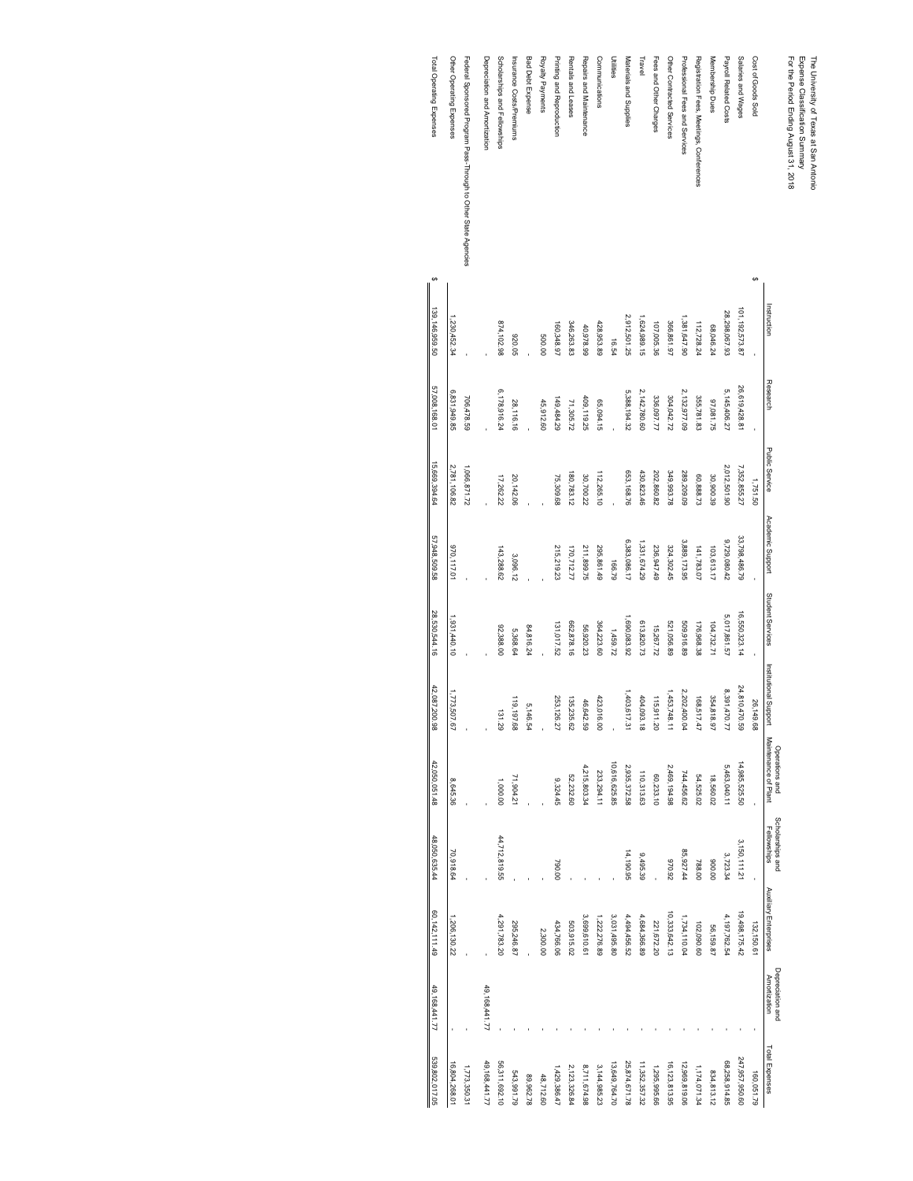The University of Texas at San Antonio
Expense Classification Summary
For the Period Ending August 31, 2018

| | Instruction | Research | Public Service | Academic Support | Student Services | Institutional Support | Operations and Maintenance of Plant | Scholarships and Fellowships | Auxiliary Enterprises | Depreciation and Amortization | Total Expenses |
|---|---|---|---|---|---|---|---|---|---|---|---|
| Cost of Goods Sold | $ - | - | 1,751.50 | - | - | 26,149.68 | - | - | 132,150.61 | - | 160,051.79 |
| Salaries and Wages | 101,192,573.87 | 26,619,428.81 | 7,352,855.27 | 33,798,486.79 | 16,550,323.14 | 24,810,470.59 | 14,985,525.50 | 3,150,111.21 | 19,498,175.42 | - | 247,957,950.60 |
| Payroll Related Costs | 28,298,067.93 | 5,145,406.27 | 2,012,501.90 | 9,729,080.42 | 5,017,861.57 | 8,391,470.77 | 5,463,040.11 | 3,723.34 | 4,197,762.54 | - | 68,258,914.85 |
| Membership Dues | 68,046.24 | 97,081.75 | 30,900.39 | 103,613.17 | 104,732.71 | 354,818.97 | 18,560.02 | 900.00 | 56,159.87 | - | 834,813.12 |
| Registration Fees, Meetings, Conferences | 112,728.24 | 355,781.83 | 60,888.73 | 141,783.07 | 176,968.38 | 168,517.47 | 54,525.02 | 788.00 | 102,090.60 | - | 1,174,071.34 |
| Professional Fees and Services | 1,381,647.90 | 2,132,977.09 | 289,209.09 | 3,889,173.95 | 509,916.89 | 2,202,400.04 | 744,456.62 | 85,927.44 | 1,734,110.04 | - | 12,969,819.06 |
| Other Contracted Services | 368,861.97 | 304,042.72 | 349,993.78 | 324,302.45 | 521,056.89 | 1,453,748.11 | 2,469,194.98 | 970.92 | 10,333,642.13 | - | 16,123,813.95 |
| Fees and Other Charges | 107,005.36 | 336,097.77 | 202,860.82 | 236,947.49 | 15,267.72 | 115,911.20 | 60,233.10 | - | 221,672.20 | - | 1,295,995.66 |
| Travel | 1,624,989.15 | 2,142,780.60 | 430,823.46 | 1,331,674.29 | 613,820.73 | 404,093.18 | 110,313.63 | 9,495.39 | 4,684,366.89 | - | 11,352,357.32 |
| Materials and Supplies | 2,912,501.25 | 5,388,194.32 | 653,168.76 | 6,383,086.17 | 1,690,083.92 | 1,403,617.31 | 2,935,372.58 | 14,190.95 | 4,494,456.52 | - | 25,874,671.78 |
| Utilities | 16.54 | - | - | 166.79 | 1,459.72 | - | 10,616,625.85 | - | 3,031,495.80 | - | 13,649,764.70 |
| Communications | 428,953.89 | 65,094.15 | 112,255.10 | 295,861.49 | 364,223.60 | 423,016.00 | 233,294.11 | - | 1,222,276.89 | - | 3,144,985.23 |
| Repairs and Maintenance | 40,978.99 | 409,119.25 | 30,700.22 | 211,899.75 | 56,920.23 | 46,642.59 | 4,215,803.34 | - | 3,699,610.61 | - | 8,711,674.98 |
| Rentals and Leases | 346,263.83 | 71,305.72 | 180,783.12 | 170,712.77 | 662,878.16 | 135,235.62 | 52,232.60 | - | 503,915.02 | - | 2,123,326.84 |
| Printing and Reproduction | 160,348.97 | 149,484.29 | 75,309.68 | 215,219.23 | 131,017.52 | 253,126.27 | 9,324.45 | 790.00 | 434,766.06 | - | 1,429,386.47 |
| Royalty Payments | 500.00 | 45,912.60 | - | - | - | - | - | - | 2,300.00 | - | 48,712.60 |
| Bad Debt Expense | - | - | - | - | 84,816.24 | 5,146.54 | - | - | - | - | 89,962.78 |
| Insurance Costs/Premiums | 920.05 | 28,116.16 | 20,142.06 | 3,096.12 | 5,368.64 | 119,197.68 | 71,904.21 | - | 295,246.87 | - | 543,991.79 |
| Scholarships and Fellowships | 874,102.98 | 6,178,916.24 | 17,262.22 | 143,288.62 | 92,388.00 | 131.29 | 1,000.00 | 44,712,819.55 | 4,291,783.20 | - | 56,311,692.10 |
| Depreciation and Amortization | - | - | - | - | - | - | - | - | - | 49,168,441.77 | 49,168,441.77 |
| Federal Sponsored Program Pass-Through to Other State Agencies | - | 706,478.59 | 1,066,871.72 | - | - | - | - | - | - | - | 1,773,350.31 |
| Other Operating Expenses | 1,230,452.34 | 6,831,949.85 | 2,781,106.82 | 970,117.01 | 1,931,440.10 | 1,773,507.67 | 8,645.36 | 70,918.64 | 1,206,130.22 | - | 16,804,268.01 |
| Total Operating Expenses | $ 139,146,959.50 | 57,008,168.01 | 15,669,394.64 | 57,948,509.58 | 28,530,544.16 | 42,087,200.98 | 42,050,051.48 | 48,050,635.44 | 60,142,111.49 | 49,168,441.77 | 539,802,017.05 |